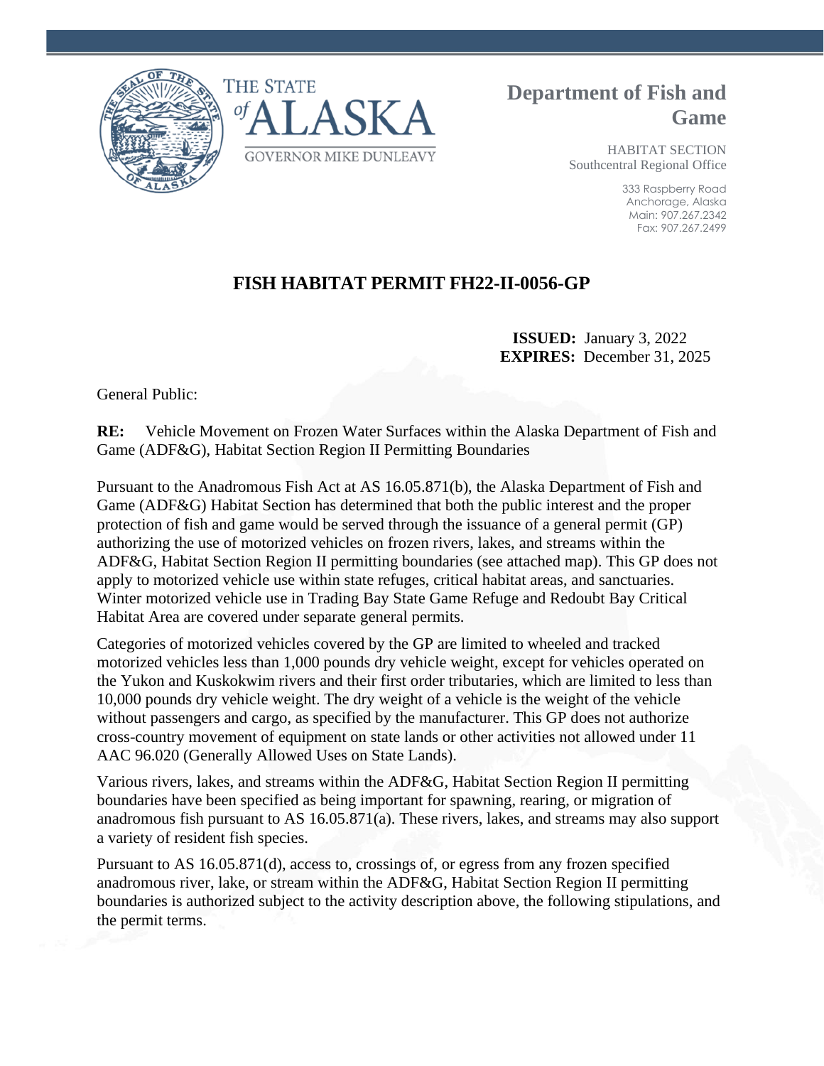THE STATE of ALASKA

GOVERNOR MIKE DUNLEAVY

**Department of Fish and Game**

HABITAT SECTION
Southcentral Regional Office

333 Raspberry Road
Anchorage, Alaska
Main: 907.267.2342
Fax: 907.267.2499

# FISH HABITAT PERMIT FH22-II-0056-GP

**ISSUED:** January 3, 2022
**EXPIRES:** December 31, 2025

General Public:

**RE:** Vehicle Movement on Frozen Water Surfaces within the Alaska Department of Fish and Game (ADF&G), Habitat Section Region II Permitting Boundaries

Pursuant to the Anadromous Fish Act at AS 16.05.871(b), the Alaska Department of Fish and Game (ADF&G) Habitat Section has determined that both the public interest and the proper protection of fish and game would be served through the issuance of a general permit (GP) authorizing the use of motorized vehicles on frozen rivers, lakes, and streams within the ADF&G, Habitat Section Region II permitting boundaries (see attached map). This GP does not apply to motorized vehicle use within state refuges, critical habitat areas, and sanctuaries. Winter motorized vehicle use in Trading Bay State Game Refuge and Redoubt Bay Critical Habitat Area are covered under separate general permits.

Categories of motorized vehicles covered by the GP are limited to wheeled and tracked motorized vehicles less than 1,000 pounds dry vehicle weight, except for vehicles operated on the Yukon and Kuskokwim rivers and their first order tributaries, which are limited to less than 10,000 pounds dry vehicle weight. The dry weight of a vehicle is the weight of the vehicle without passengers and cargo, as specified by the manufacturer. This GP does not authorize cross-country movement of equipment on state lands or other activities not allowed under 11 AAC 96.020 (Generally Allowed Uses on State Lands).

Various rivers, lakes, and streams within the ADF&G, Habitat Section Region II permitting boundaries have been specified as being important for spawning, rearing, or migration of anadromous fish pursuant to AS 16.05.871(a). These rivers, lakes, and streams may also support a variety of resident fish species.

Pursuant to AS 16.05.871(d), access to, crossings of, or egress from any frozen specified anadromous river, lake, or stream within the ADF&G, Habitat Section Region II permitting boundaries is authorized subject to the activity description above, the following stipulations, and the permit terms.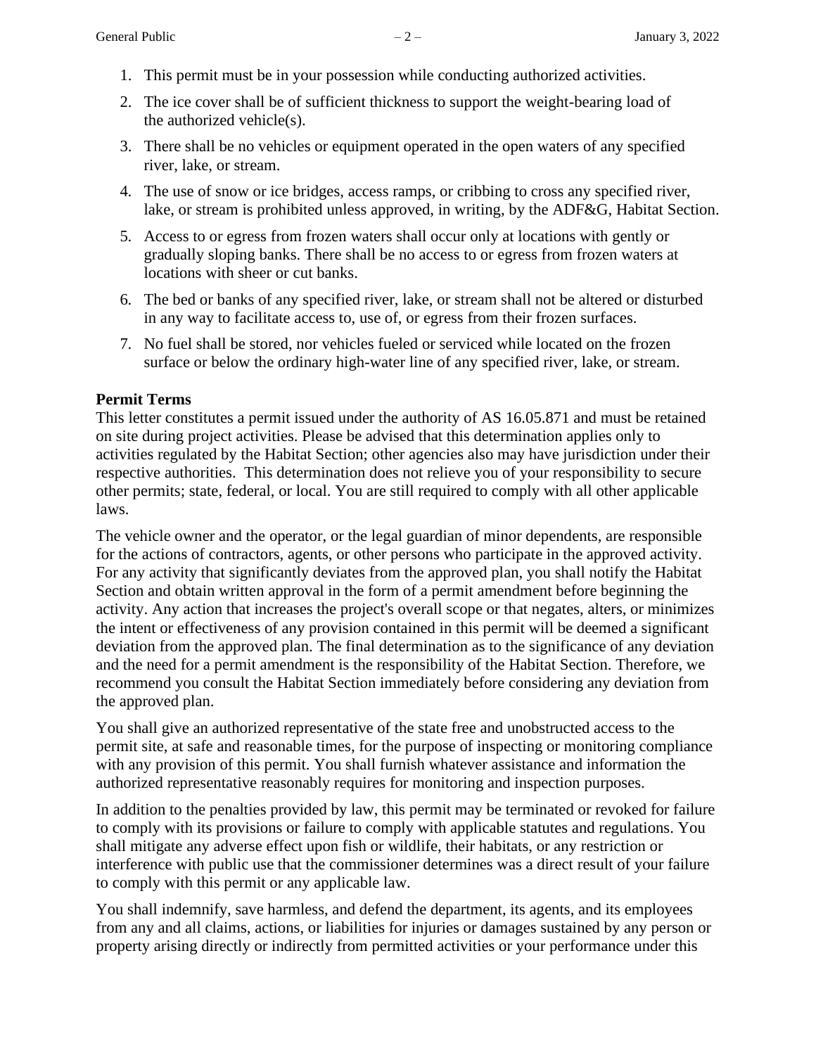1. This permit must be in your possession while conducting authorized activities.
2. The ice cover shall be of sufficient thickness to support the weight-bearing load of the authorized vehicle(s).
3. There shall be no vehicles or equipment operated in the open waters of any specified river, lake, or stream.
4. The use of snow or ice bridges, access ramps, or cribbing to cross any specified river, lake, or stream is prohibited unless approved, in writing, by the ADF&G, Habitat Section.
5. Access to or egress from frozen waters shall occur only at locations with gently or gradually sloping banks. There shall be no access to or egress from frozen waters at locations with sheer or cut banks.
6. The bed or banks of any specified river, lake, or stream shall not be altered or disturbed in any way to facilitate access to, use of, or egress from their frozen surfaces.
7. No fuel shall be stored, nor vehicles fueled or serviced while located on the frozen surface or below the ordinary high-water line of any specified river, lake, or stream.

**Permit Terms**

This letter constitutes a permit issued under the authority of AS 16.05.871 and must be retained on site during project activities. Please be advised that this determination applies only to activities regulated by the Habitat Section; other agencies also may have jurisdiction under their respective authorities. This determination does not relieve you of your responsibility to secure other permits; state, federal, or local. You are still required to comply with all other applicable laws.

The vehicle owner and the operator, or the legal guardian of minor dependents, are responsible for the actions of contractors, agents, or other persons who participate in the approved activity. For any activity that significantly deviates from the approved plan, you shall notify the Habitat Section and obtain written approval in the form of a permit amendment before beginning the activity. Any action that increases the project's overall scope or that negates, alters, or minimizes the intent or effectiveness of any provision contained in this permit will be deemed a significant deviation from the approved plan. The final determination as to the significance of any deviation and the need for a permit amendment is the responsibility of the Habitat Section. Therefore, we recommend you consult the Habitat Section immediately before considering any deviation from the approved plan.

You shall give an authorized representative of the state free and unobstructed access to the permit site, at safe and reasonable times, for the purpose of inspecting or monitoring compliance with any provision of this permit. You shall furnish whatever assistance and information the authorized representative reasonably requires for monitoring and inspection purposes.

In addition to the penalties provided by law, this permit may be terminated or revoked for failure to comply with its provisions or failure to comply with applicable statutes and regulations. You shall mitigate any adverse effect upon fish or wildlife, their habitats, or any restriction or interference with public use that the commissioner determines was a direct result of your failure to comply with this permit or any applicable law.

You shall indemnify, save harmless, and defend the department, its agents, and its employees from any and all claims, actions, or liabilities for injuries or damages sustained by any person or property arising directly or indirectly from permitted activities or your performance under this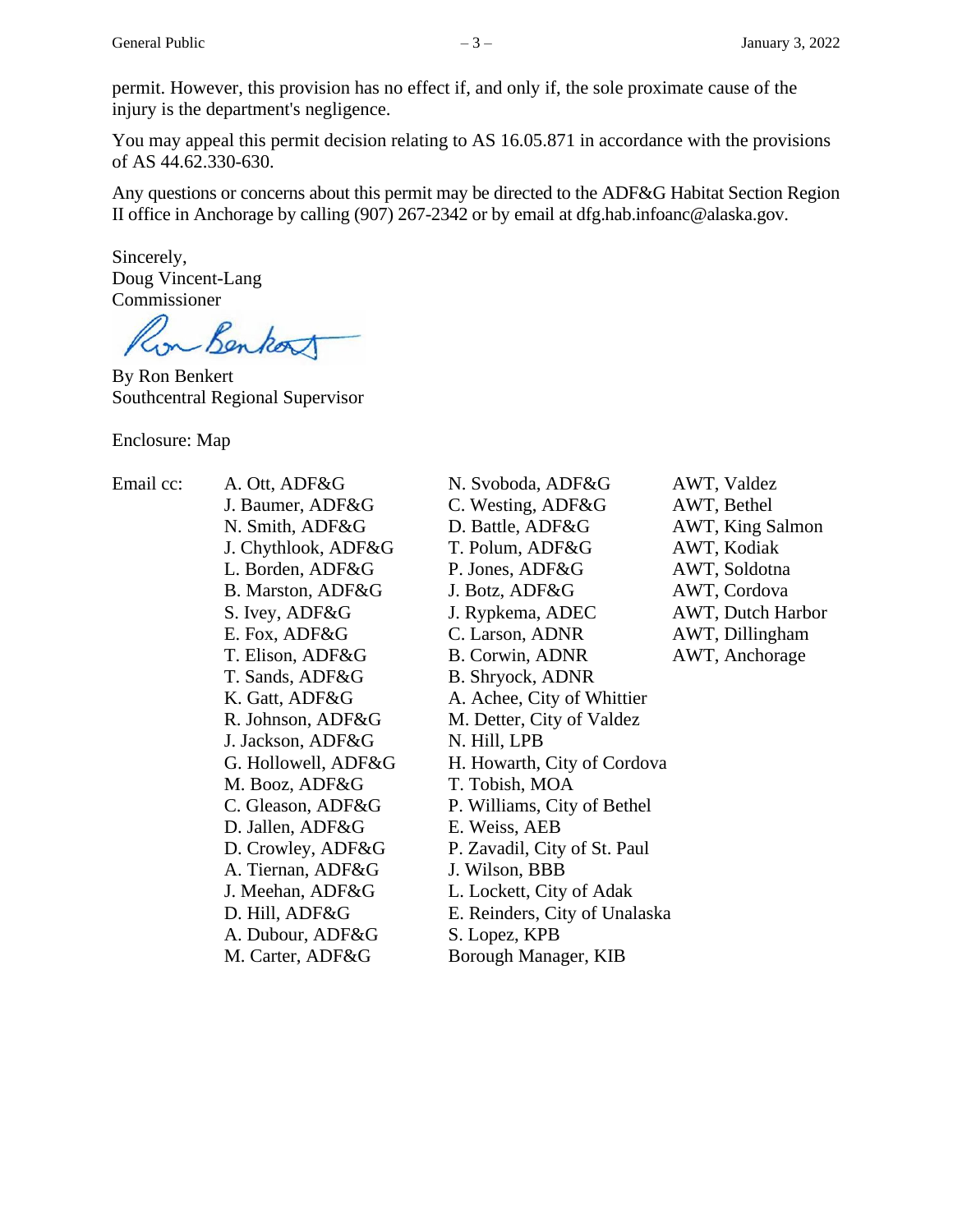permit. However, this provision has no effect if, and only if, the sole proximate cause of the injury is the department's negligence.

You may appeal this permit decision relating to AS 16.05.871 in accordance with the provisions of AS 44.62.330-630.

Any questions or concerns about this permit may be directed to the ADF&G Habitat Section Region II office in Anchorage by calling (907) 267-2342 or by email at dfg.hab.infoanc@alaska.gov.

Sincerely,
Doug Vincent-Lang
Commissioner

By Ron Benkert
Southcentral Regional Supervisor

Enclosure: Map

Email cc:

A. Ott, ADF&G
J. Baumer, ADF&G
N. Smith, ADF&G
J. Chythlook, ADF&G
L. Borden, ADF&G
B. Marston, ADF&G
S. Ivey, ADF&G
E. Fox, ADF&G
T. Elison, ADF&G
T. Sands, ADF&G
K. Gatt, ADF&G
R. Johnson, ADF&G
J. Jackson, ADF&G
G. Hollowell, ADF&G
M. Booz, ADF&G
C. Gleason, ADF&G
D. Jallen, ADF&G
D. Crowley, ADF&G
A. Tiernan, ADF&G
J. Meehan, ADF&G
D. Hill, ADF&G
A. Dubour, ADF&G
M. Carter, ADF&G
N. Svoboda, ADF&G
C. Westing, ADF&G
D. Battle, ADF&G
T. Polum, ADF&G
P. Jones, ADF&G
J. Botz, ADF&G
J. Rypkema, ADEC
C. Larson, ADNR
B. Corwin, ADNR
B. Shryock, ADNR
A. Achee, City of Whittier
M. Detter, City of Valdez
N. Hill, LPB
H. Howarth, City of Cordova
T. Tobish, MOA
P. Williams, City of Bethel
E. Weiss, AEB
P. Zavadil, City of St. Paul
J. Wilson, BBB
L. Lockett, City of Adak
E. Reinders, City of Unalaska
S. Lopez, KPB
Borough Manager, KIB
AWT, Valdez
AWT, Bethel
AWT, King Salmon
AWT, Kodiak
AWT, Soldotna
AWT, Cordova
AWT, Dutch Harbor
AWT, Dillingham
AWT, Anchorage